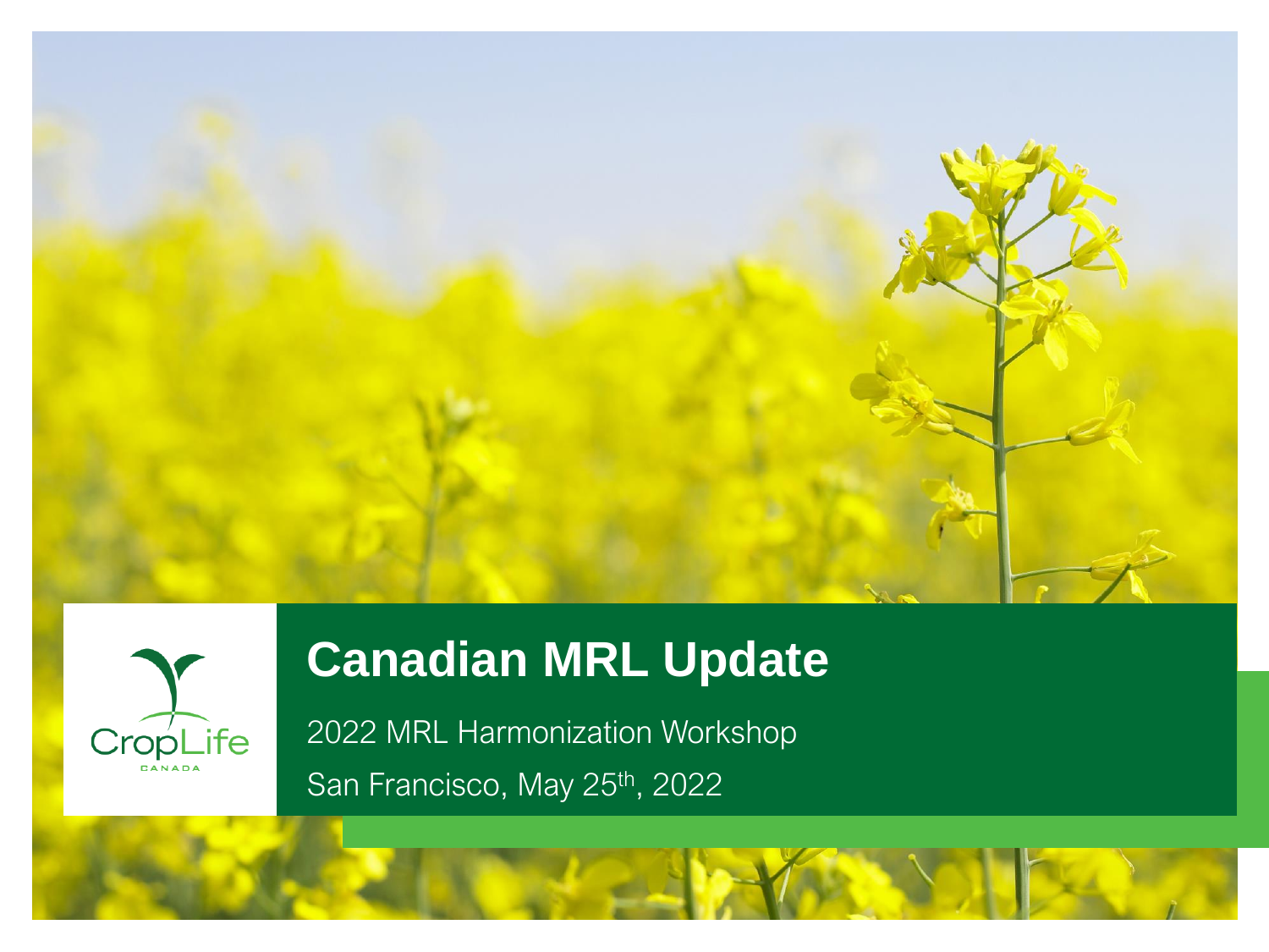CropLife CANADA

# Canadian MRL Update

2022 MRL Harmonization Workshop

San Francisco, May 25th, 2022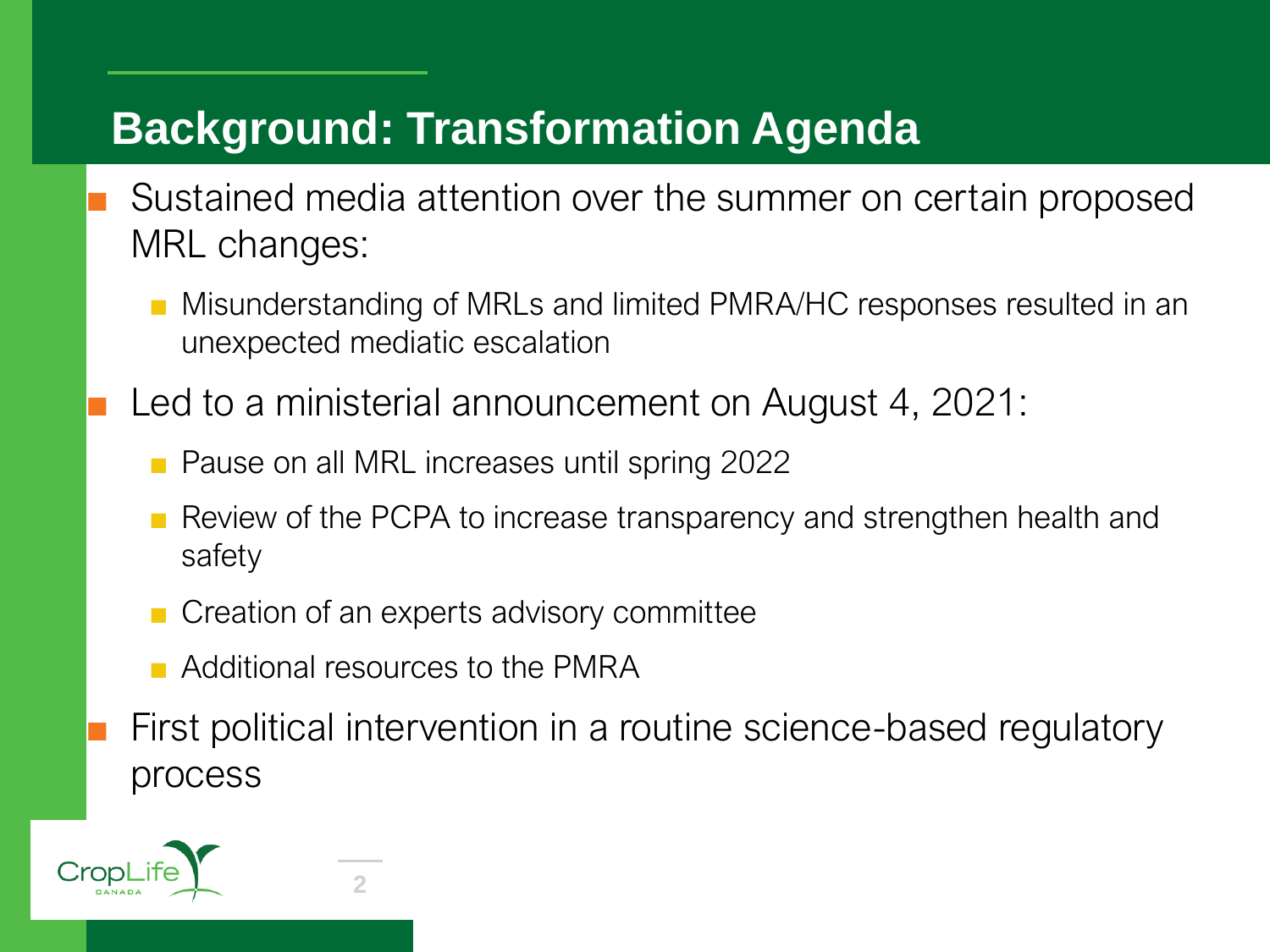## Background: Transformation Agenda

- Sustained media attention over the summer on certain proposed MRL changes:
  - Misunderstanding of MRLs and limited PMRA/HC responses resulted in an unexpected mediatic escalation
- Led to a ministerial announcement on August 4, 2021:
  - Pause on all MRL increases until spring 2022
  - Review of the PCPA to increase transparency and strengthen health and safety
  - Creation of an experts advisory committee
  - Additional resources to the PMRA
- First political intervention in a routine science-based regulatory process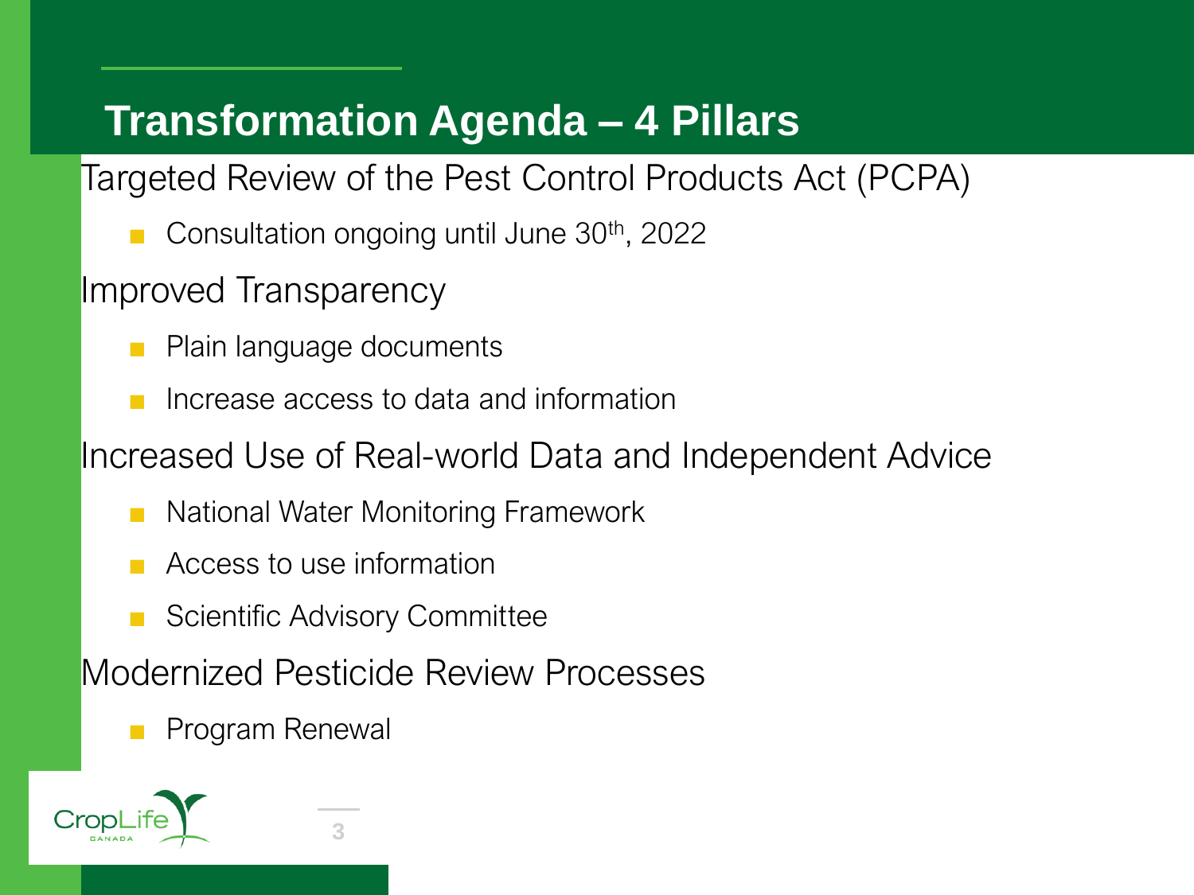# Transformation Agenda – 4 Pillars

Targeted Review of the Pest Control Products Act (PCPA)

- Consultation ongoing until June 30th, 2022

Improved Transparency

- Plain language documents
- Increase access to data and information

Increased Use of Real-world Data and Independent Advice

- National Water Monitoring Framework
- Access to use information
- Scientific Advisory Committee

Modernized Pesticide Review Processes

- Program Renewal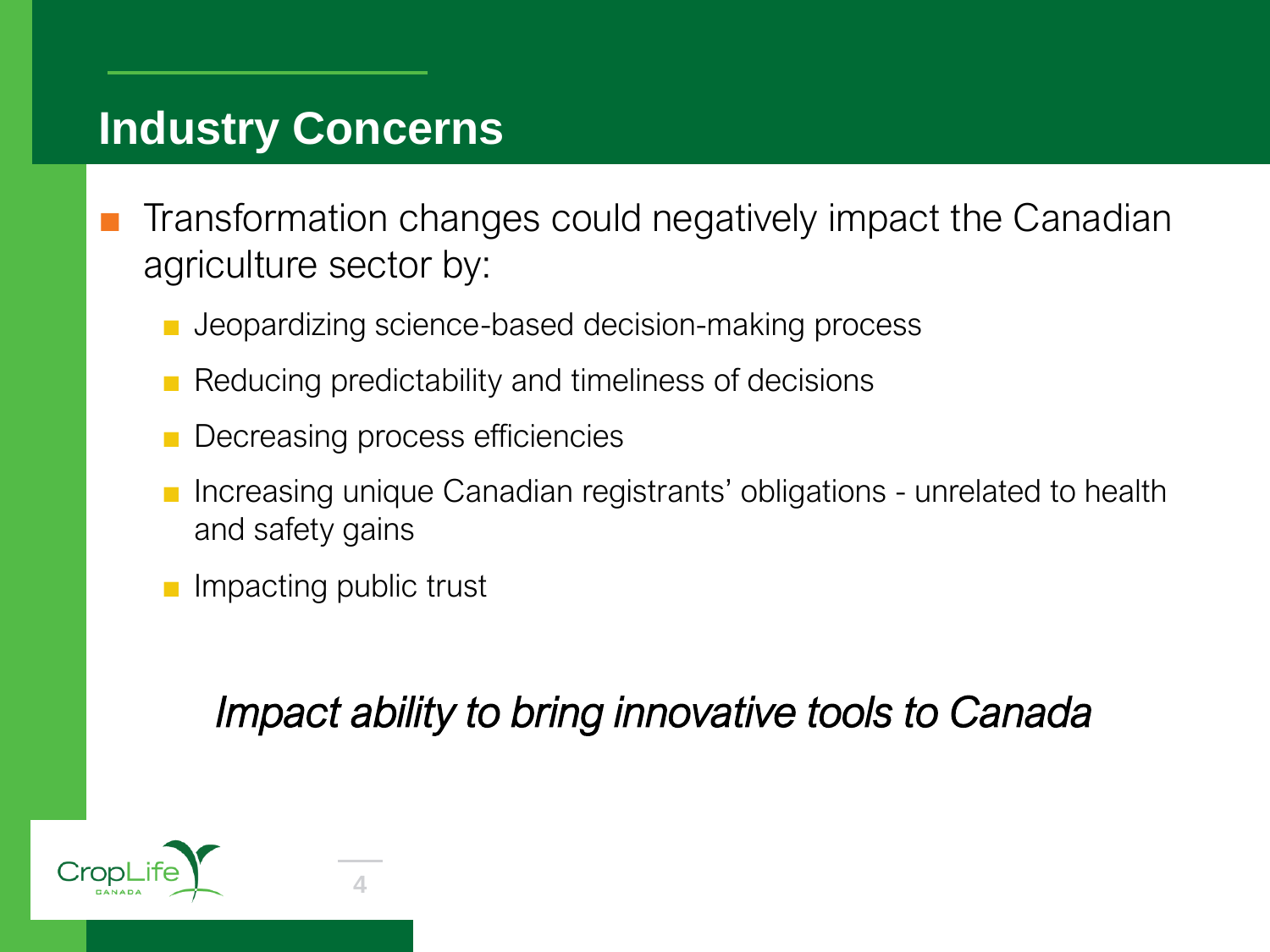## Industry Concerns

- Transformation changes could negatively impact the Canadian agriculture sector by:
  - Jeopardizing science-based decision-making process
  - Reducing predictability and timeliness of decisions
  - Decreasing process efficiencies
  - Increasing unique Canadian registrants' obligations - unrelated to health and safety gains
  - Impacting public trust

*Impact ability to bring innovative tools to Canada*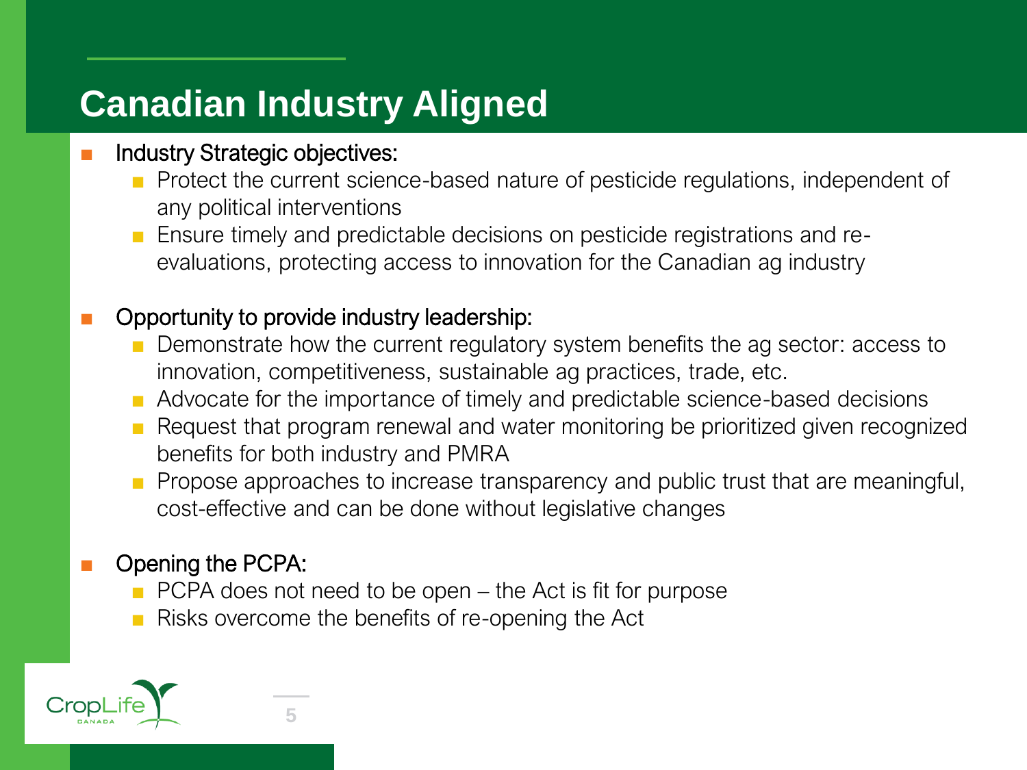# Canadian Industry Aligned

- Industry Strategic objectives:
  - Protect the current science-based nature of pesticide regulations, independent of any political interventions
  - Ensure timely and predictable decisions on pesticide registrations and re-evaluations, protecting access to innovation for the Canadian ag industry

- Opportunity to provide industry leadership:
  - Demonstrate how the current regulatory system benefits the ag sector: access to innovation, competitiveness, sustainable ag practices, trade, etc.
  - Advocate for the importance of timely and predictable science-based decisions
  - Request that program renewal and water monitoring be prioritized given recognized benefits for both industry and PMRA
  - Propose approaches to increase transparency and public trust that are meaningful, cost-effective and can be done without legislative changes

- Opening the PCPA:
  - PCPA does not need to be open – the Act is fit for purpose
  - Risks overcome the benefits of re-opening the Act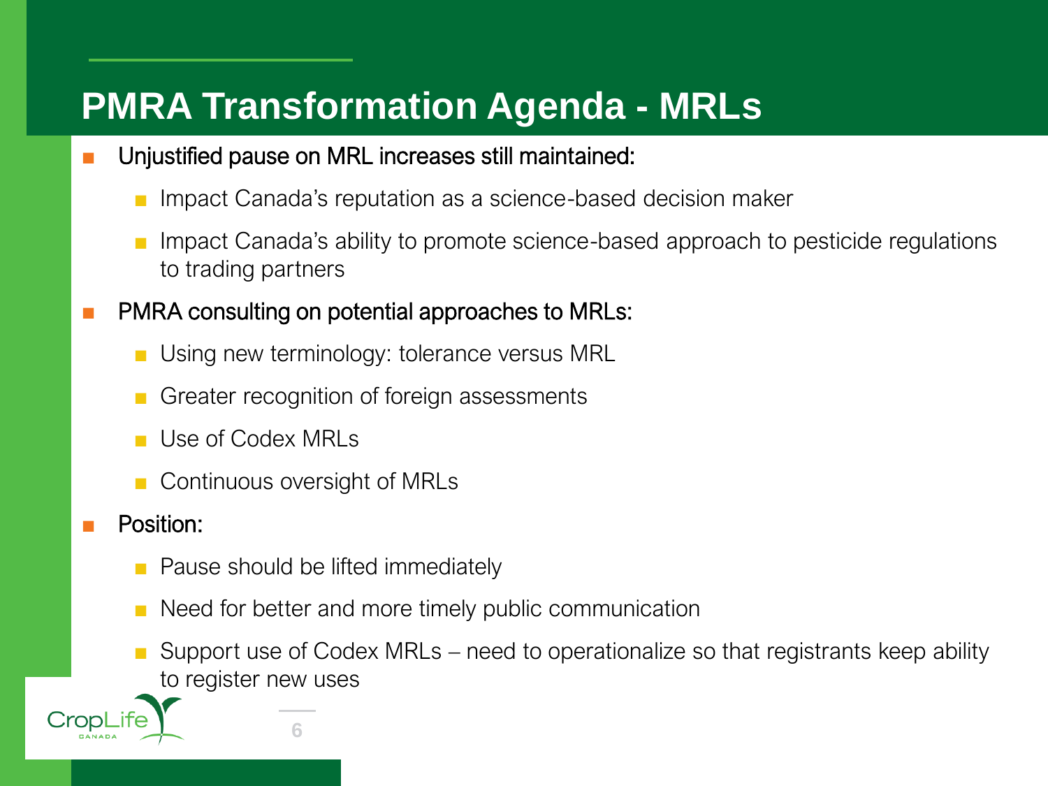# PMRA Transformation Agenda - MRLs

- Unjustified pause on MRL increases still maintained:
  - Impact Canada's reputation as a science-based decision maker
  - Impact Canada's ability to promote science-based approach to pesticide regulations to trading partners
- PMRA consulting on potential approaches to MRLs:
  - Using new terminology: tolerance versus MRL
  - Greater recognition of foreign assessments
  - Use of Codex MRLs
  - Continuous oversight of MRLs
- Position:
  - Pause should be lifted immediately
  - Need for better and more timely public communication
  - Support use of Codex MRLs – need to operationalize so that registrants keep ability to register new uses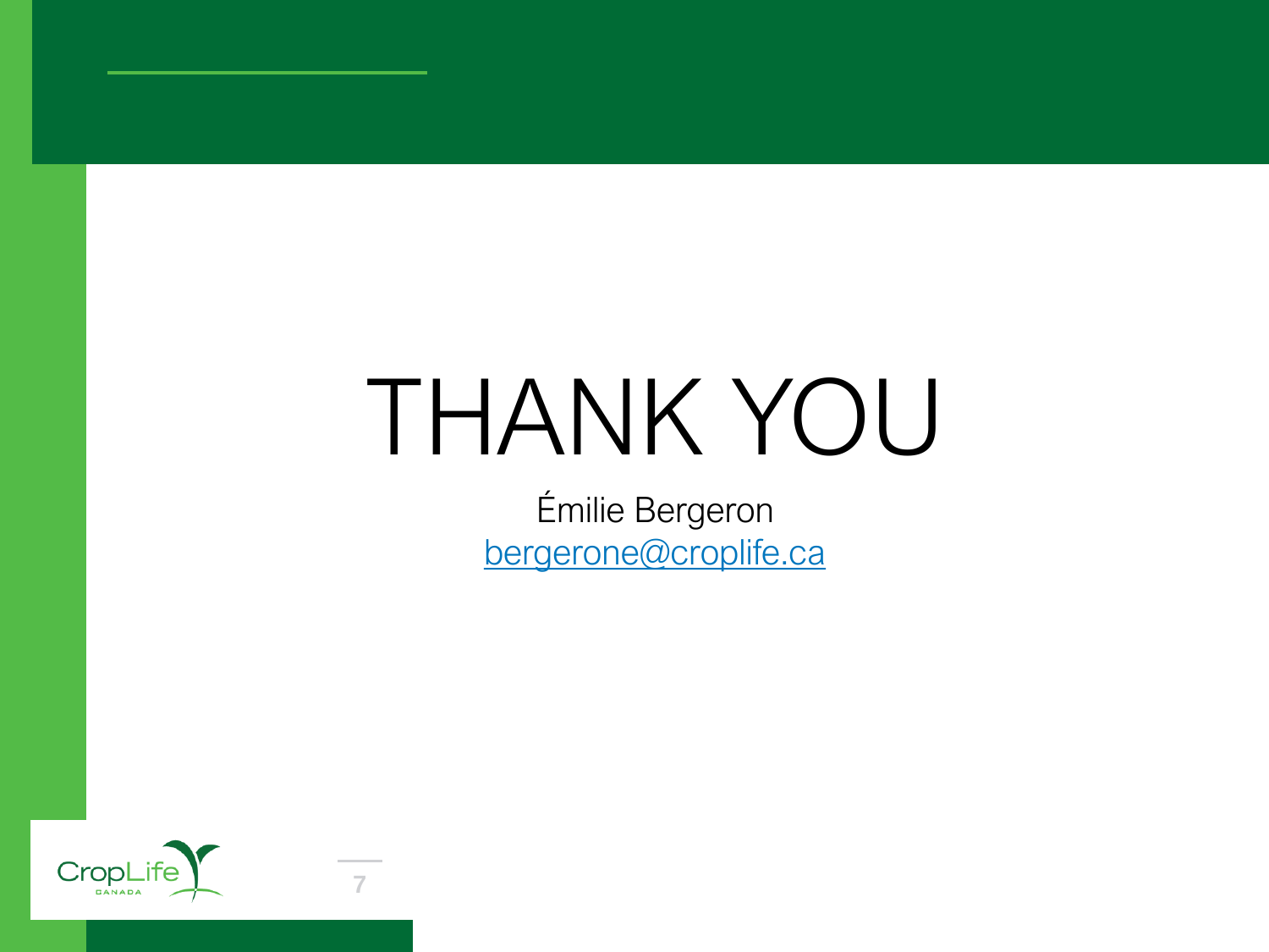# THANK YOU

Émilie Bergeron

bergerone@croplife.ca